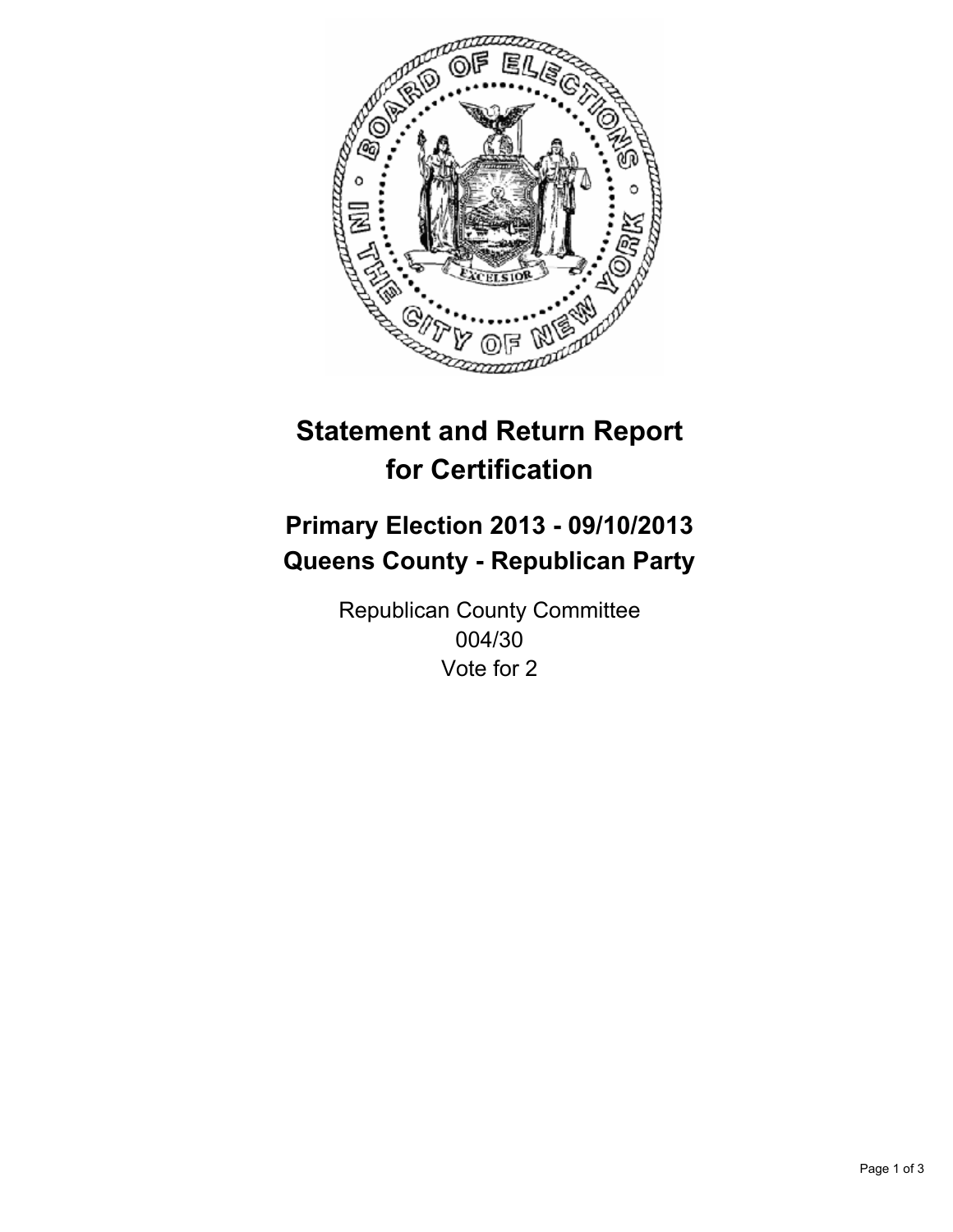# Statement and Return Report for Certification

## Primary Election 2013 - 09/10/2013
## Queens County - Republican Party

Republican County Committee
004/30
Vote for 2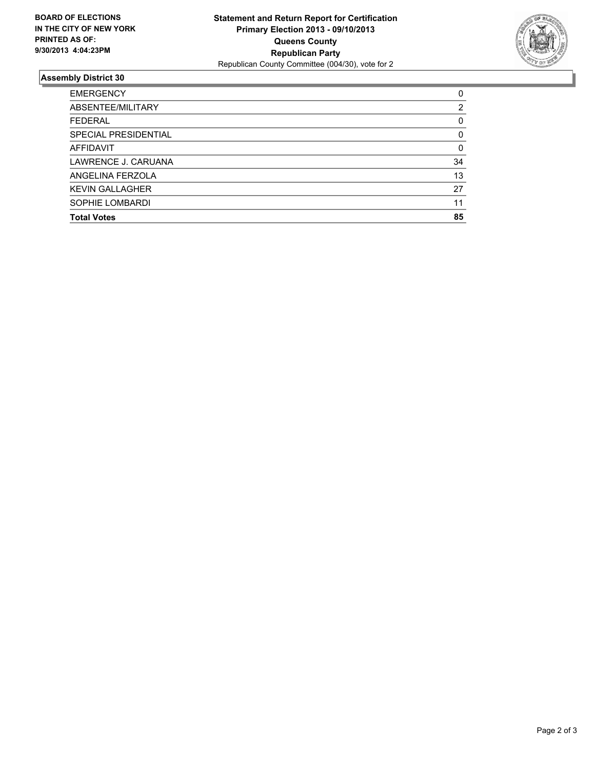**BOARD OF ELECTIONS IN THE CITY OF NEW YORK**
**PRINTED AS OF: 9/30/2013 4:04:23PM**

**Statement and Return Report for Certification**
**Primary Election 2013 - 09/10/2013**
**Queens County**
**Republican Party**
Republican County Committee (004/30), vote for 2

### Assembly District 30

| | |
|---|---|
| EMERGENCY | 0 |
| ABSENTEE/MILITARY | 2 |
| FEDERAL | 0 |
| SPECIAL PRESIDENTIAL | 0 |
| AFFIDAVIT | 0 |
| LAWRENCE J. CARUANA | 34 |
| ANGELINA FERZOLA | 13 |
| KEVIN GALLAGHER | 27 |
| SOPHIE LOMBARDI | 11 |
| **Total Votes** | **85** |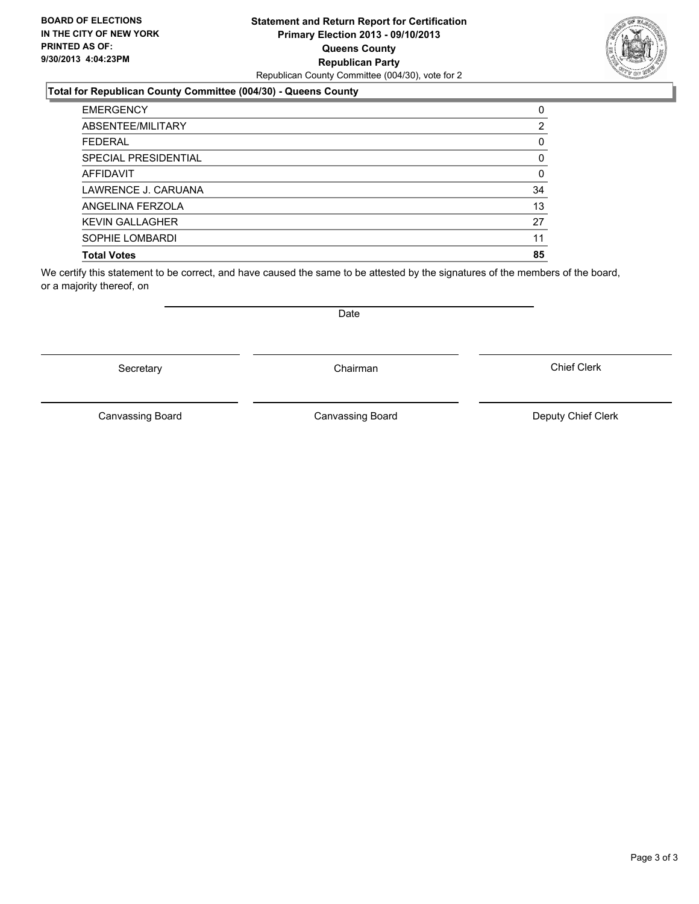**BOARD OF ELECTIONS IN THE CITY OF NEW YORK PRINTED AS OF: 9/30/2013 4:04:23PM**

**Statement and Return Report for Certification**
**Primary Election 2013 - 09/10/2013**
**Queens County**
**Republican Party**
Republican County Committee (004/30), vote for 2

### Total for Republican County Committee (004/30) - Queens County

| | |
|---|---|
| EMERGENCY | 0 |
| ABSENTEE/MILITARY | 2 |
| FEDERAL | 0 |
| SPECIAL PRESIDENTIAL | 0 |
| AFFIDAVIT | 0 |
| LAWRENCE J. CARUANA | 34 |
| ANGELINA FERZOLA | 13 |
| KEVIN GALLAGHER | 27 |
| SOPHIE LOMBARDI | 11 |
| **Total Votes** | **85** |

We certify this statement to be correct, and have caused the same to be attested by the signatures of the members of the board, or a majority thereof, on

Date

Secretary | Chairman | Chief Clerk

Canvassing Board | Canvassing Board | Deputy Chief Clerk